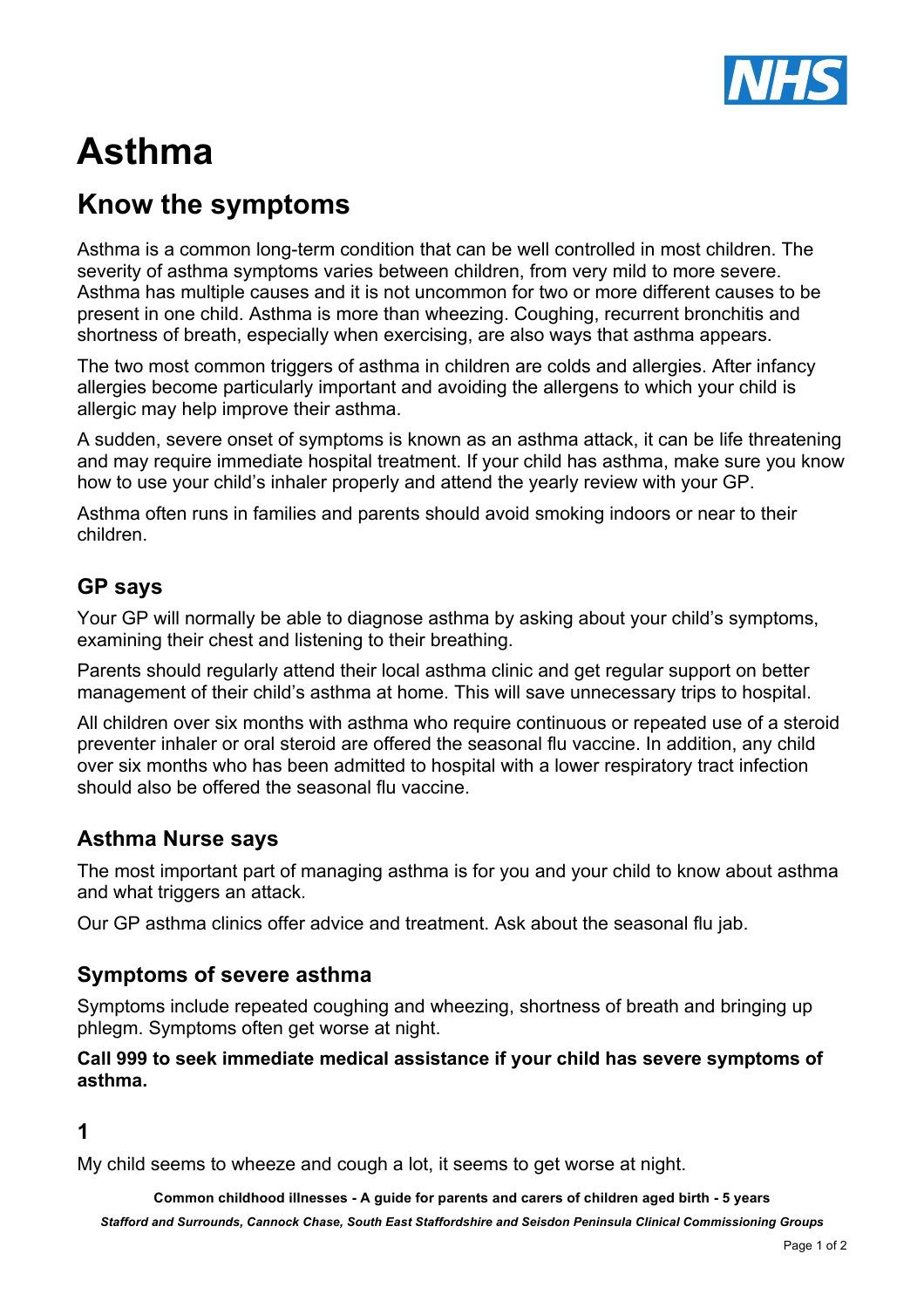# Asthma

## Know the symptoms

Asthma is a common long-term condition that can be well controlled in most children. The severity of asthma symptoms varies between children, from very mild to more severe. Asthma has multiple causes and it is not uncommon for two or more different causes to be present in one child. Asthma is more than wheezing. Coughing, recurrent bronchitis and shortness of breath, especially when exercising, are also ways that asthma appears.

The two most common triggers of asthma in children are colds and allergies. After infancy allergies become particularly important and avoiding the allergens to which your child is allergic may help improve their asthma.

A sudden, severe onset of symptoms is known as an asthma attack, it can be life threatening and may require immediate hospital treatment. If your child has asthma, make sure you know how to use your child's inhaler properly and attend the yearly review with your GP.

Asthma often runs in families and parents should avoid smoking indoors or near to their children.

### GP says

Your GP will normally be able to diagnose asthma by asking about your child's symptoms, examining their chest and listening to their breathing.

Parents should regularly attend their local asthma clinic and get regular support on better management of their child's asthma at home. This will save unnecessary trips to hospital.

All children over six months with asthma who require continuous or repeated use of a steroid preventer inhaler or oral steroid are offered the seasonal flu vaccine. In addition, any child over six months who has been admitted to hospital with a lower respiratory tract infection should also be offered the seasonal flu vaccine.

### Asthma Nurse says

The most important part of managing asthma is for you and your child to know about asthma and what triggers an attack.

Our GP asthma clinics offer advice and treatment. Ask about the seasonal flu jab.

### Symptoms of severe asthma

Symptoms include repeated coughing and wheezing, shortness of breath and bringing up phlegm. Symptoms often get worse at night.

**Call 999 to seek immediate medical assistance if your child has severe symptoms of asthma.**

### 1

My child seems to wheeze and cough a lot, it seems to get worse at night.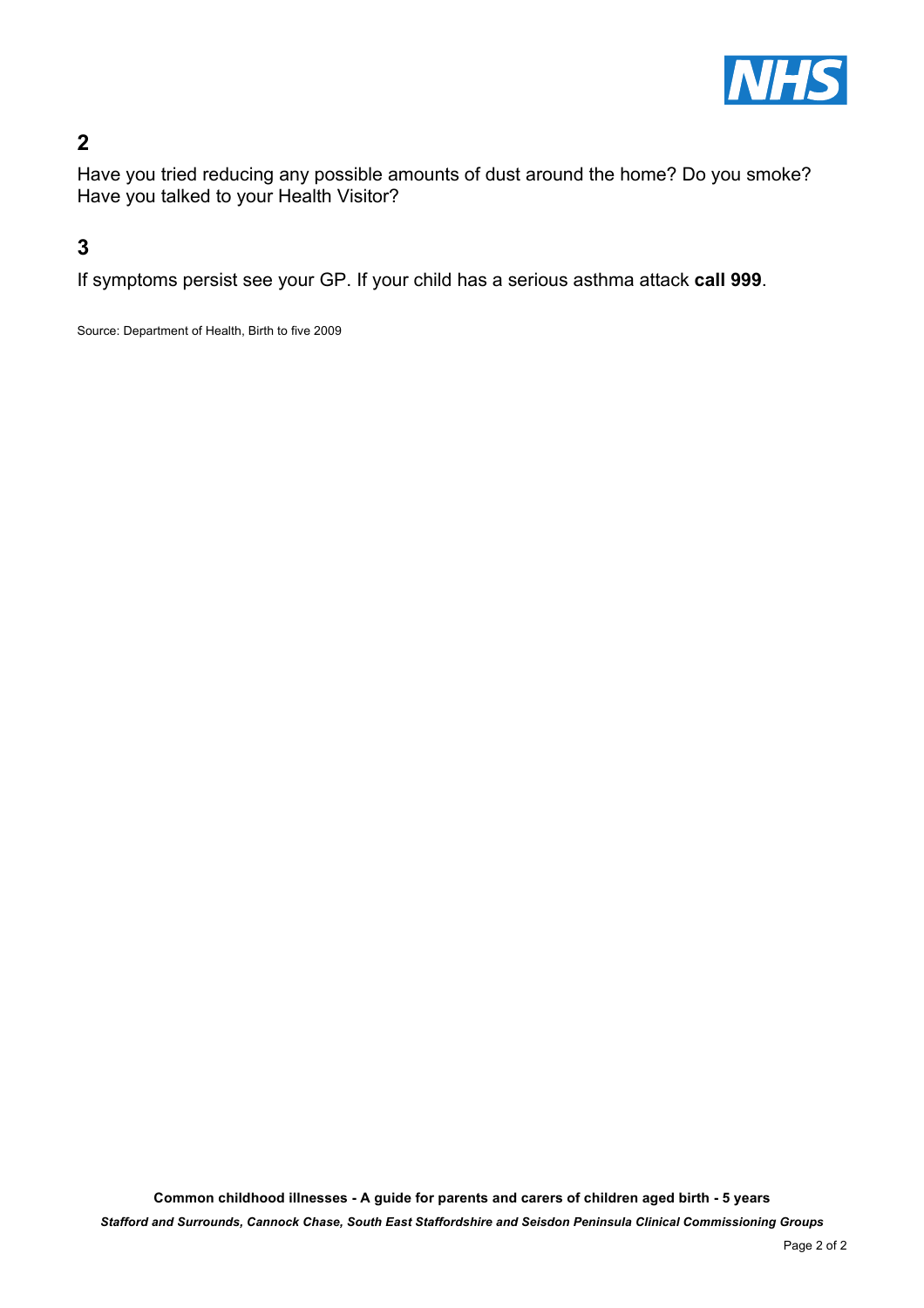## 2

Have you tried reducing any possible amounts of dust around the home? Do you smoke? Have you talked to your Health Visitor?

## 3

If symptoms persist see your GP. If your child has a serious asthma attack **call 999**.

Source: Department of Health, Birth to five 2009